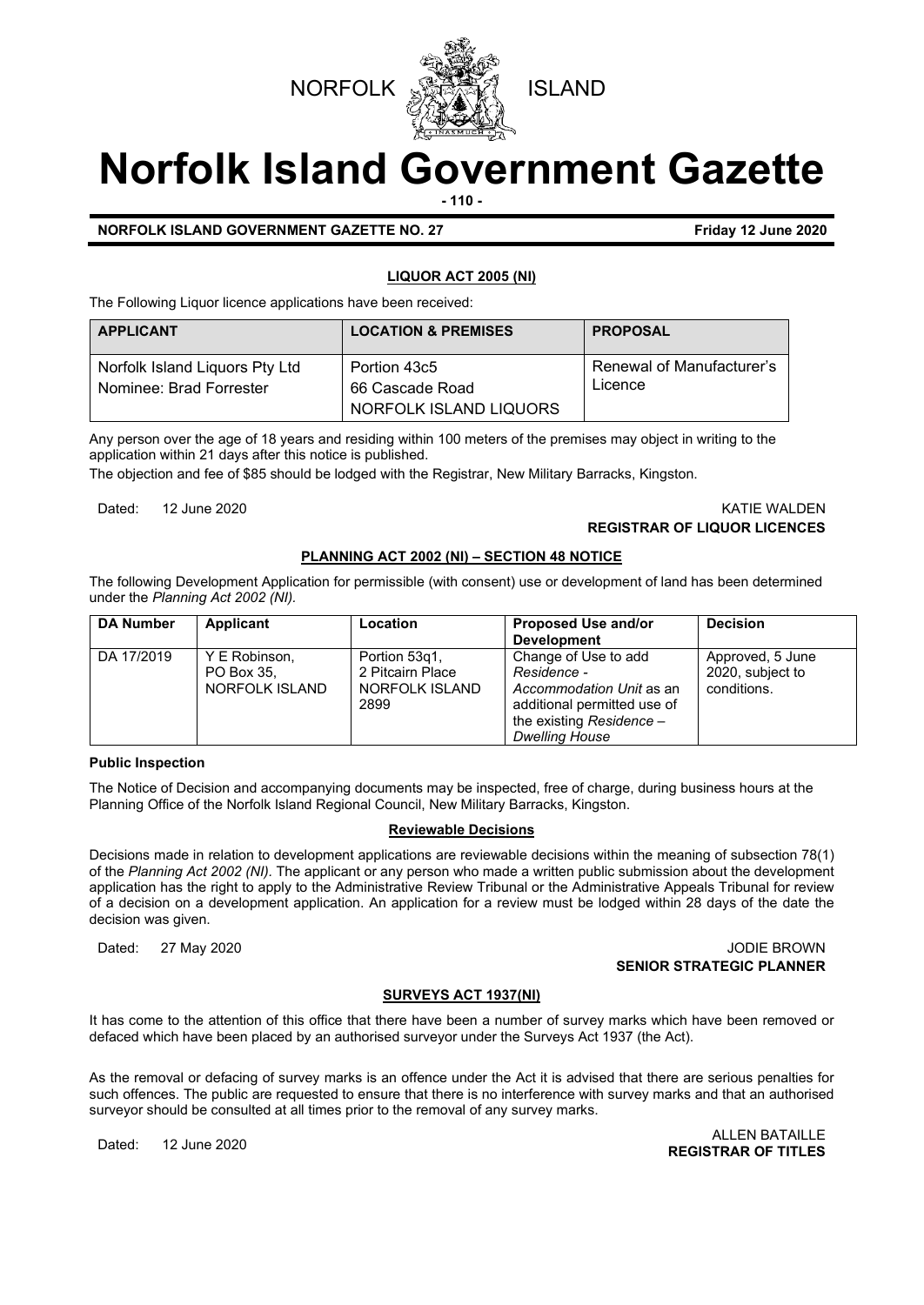NORFOLK ISLAND

# Norfolk Island Government Gazette

**NORFOLK ISLAND GOVERNMENT GAZETTE NO. 27** **Friday 12 June 2020**

## LIQUOR ACT 2005 (NI)

The Following Liquor licence applications have been received:

| APPLICANT | LOCATION & PREMISES | PROPOSAL |
|---|---|---|
| Norfolk Island Liquors Pty Ltd<br>Nominee: Brad Forrester | Portion 43c5<br>66 Cascade Road<br>NORFOLK ISLAND LIQUORS | Renewal of Manufacturer's Licence |

Any person over the age of 18 years and residing within 100 meters of the premises may object in writing to the application within 21 days after this notice is published.

The objection and fee of $85 should be lodged with the Registrar, New Military Barracks, Kingston.

Dated: 12 June 2020

KATIE WALDEN
**REGISTRAR OF LIQUOR LICENCES**

## PLANNING ACT 2002 (NI) – SECTION 48 NOTICE

The following Development Application for permissible (with consent) use or development of land has been determined under the *Planning Act 2002 (NI).*

| DA Number | Applicant | Location | Proposed Use and/or Development | Decision |
|---|---|---|---|---|
| DA 17/2019 | Y E Robinson,<br>PO Box 35,<br>NORFOLK ISLAND | Portion 53q1,<br>2 Pitcairn Place<br>NORFOLK ISLAND<br>2899 | Change of Use to add *Residence - Accommodation Unit* as an additional permitted use of the existing *Residence – Dwelling House* | Approved, 5 June 2020, subject to conditions. |

**Public Inspection**

The Notice of Decision and accompanying documents may be inspected, free of charge, during business hours at the Planning Office of the Norfolk Island Regional Council, New Military Barracks, Kingston.

**Reviewable Decisions**

Decisions made in relation to development applications are reviewable decisions within the meaning of subsection 78(1) of the *Planning Act 2002 (NI).* The applicant or any person who made a written public submission about the development application has the right to apply to the Administrative Review Tribunal or the Administrative Appeals Tribunal for review of a decision on a development application. An application for a review must be lodged within 28 days of the date the decision was given.

Dated: 27 May 2020

JODIE BROWN
**SENIOR STRATEGIC PLANNER**

## SURVEYS ACT 1937(NI)

It has come to the attention of this office that there have been a number of survey marks which have been removed or defaced which have been placed by an authorised surveyor under the Surveys Act 1937 (the Act).

As the removal or defacing of survey marks is an offence under the Act it is advised that there are serious penalties for such offences. The public are requested to ensure that there is no interference with survey marks and that an authorised surveyor should be consulted at all times prior to the removal of any survey marks.

Dated: 12 June 2020

ALLEN BATAILLE
**REGISTRAR OF TITLES**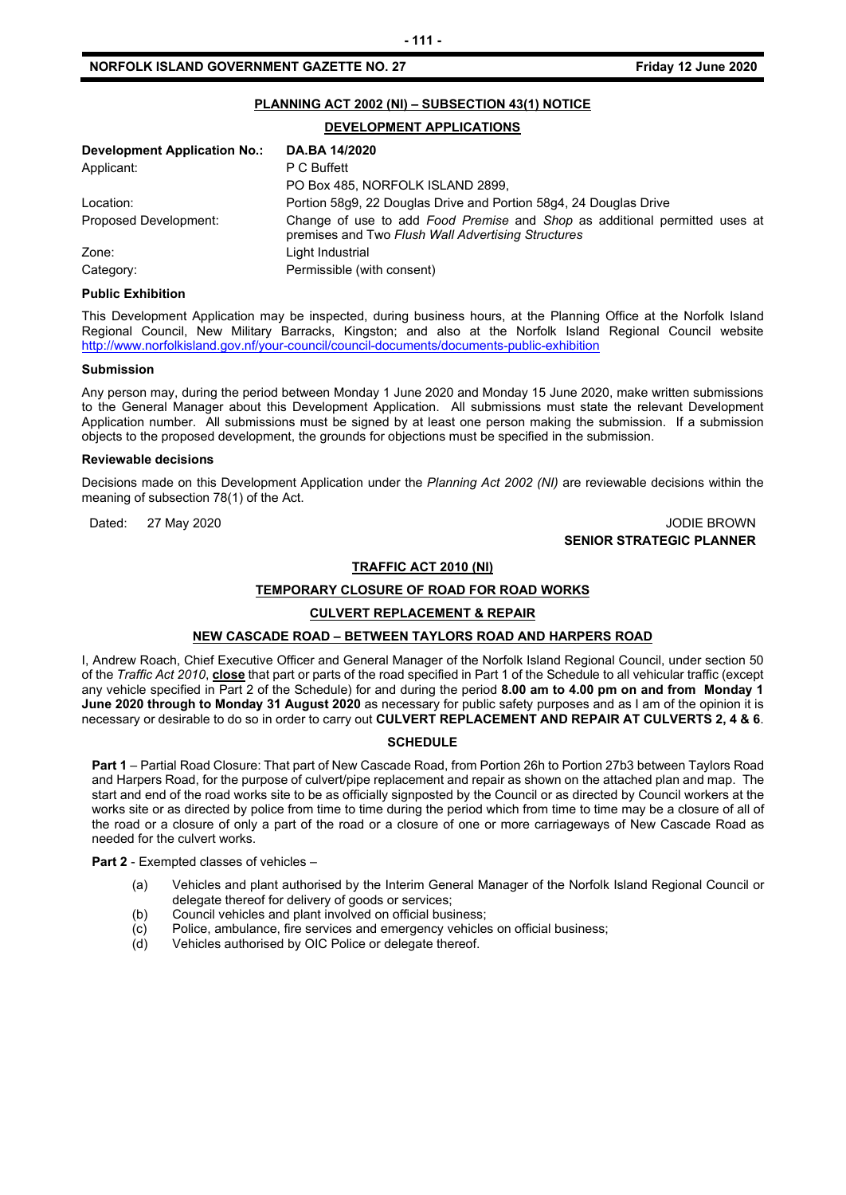## PLANNING ACT 2002 (NI) – SUBSECTION 43(1) NOTICE

### DEVELOPMENT APPLICATIONS

| **Development Application No.:** | **DA.BA 14/2020** |
|---|---|
| Applicant: | P C Buffett<br>PO Box 485, NORFOLK ISLAND 2899, |
| Location: | Portion 58g9, 22 Douglas Drive and Portion 58g4, 24 Douglas Drive |
| Proposed Development: | Change of use to add *Food Premise* and *Shop* as additional permitted uses at premises and Two *Flush Wall Advertising Structures* |
| Zone: | Light Industrial |
| Category: | Permissible (with consent) |

**Public Exhibition**

This Development Application may be inspected, during business hours, at the Planning Office at the Norfolk Island Regional Council, New Military Barracks, Kingston; and also at the Norfolk Island Regional Council website http://www.norfolkisland.gov.nf/your-council/council-documents/documents-public-exhibition

**Submission**

Any person may, during the period between Monday 1 June 2020 and Monday 15 June 2020, make written submissions to the General Manager about this Development Application. All submissions must state the relevant Development Application number. All submissions must be signed by at least one person making the submission. If a submission objects to the proposed development, the grounds for objections must be specified in the submission.

**Reviewable decisions**

Decisions made on this Development Application under the *Planning Act 2002 (NI)* are reviewable decisions within the meaning of subsection 78(1) of the Act.

Dated: 27 May 2020

JODIE BROWN
**SENIOR STRATEGIC PLANNER**

## TRAFFIC ACT 2010 (NI)

### TEMPORARY CLOSURE OF ROAD FOR ROAD WORKS

### CULVERT REPLACEMENT & REPAIR

### NEW CASCADE ROAD – BETWEEN TAYLORS ROAD AND HARPERS ROAD

I, Andrew Roach, Chief Executive Officer and General Manager of the Norfolk Island Regional Council, under section 50 of the *Traffic Act 2010*, **close** that part or parts of the road specified in Part 1 of the Schedule to all vehicular traffic (except any vehicle specified in Part 2 of the Schedule) for and during the period **8.00 am to 4.00 pm on and from Monday 1 June 2020 through to Monday 31 August 2020** as necessary for public safety purposes and as I am of the opinion it is necessary or desirable to do so in order to carry out **CULVERT REPLACEMENT AND REPAIR AT CULVERTS 2, 4 & 6**.

**SCHEDULE**

**Part 1** – Partial Road Closure: That part of New Cascade Road, from Portion 26h to Portion 27b3 between Taylors Road and Harpers Road, for the purpose of culvert/pipe replacement and repair as shown on the attached plan and map. The start and end of the road works site to be as officially signposted by the Council or as directed by Council workers at the works site or as directed by police from time to time during the period which from time to time may be a closure of all of the road or a closure of only a part of the road or a closure of one or more carriageways of New Cascade Road as needed for the culvert works.

**Part 2** - Exempted classes of vehicles –

(a) Vehicles and plant authorised by the Interim General Manager of the Norfolk Island Regional Council or delegate thereof for delivery of goods or services;
(b) Council vehicles and plant involved on official business;
(c) Police, ambulance, fire services and emergency vehicles on official business;
(d) Vehicles authorised by OIC Police or delegate thereof.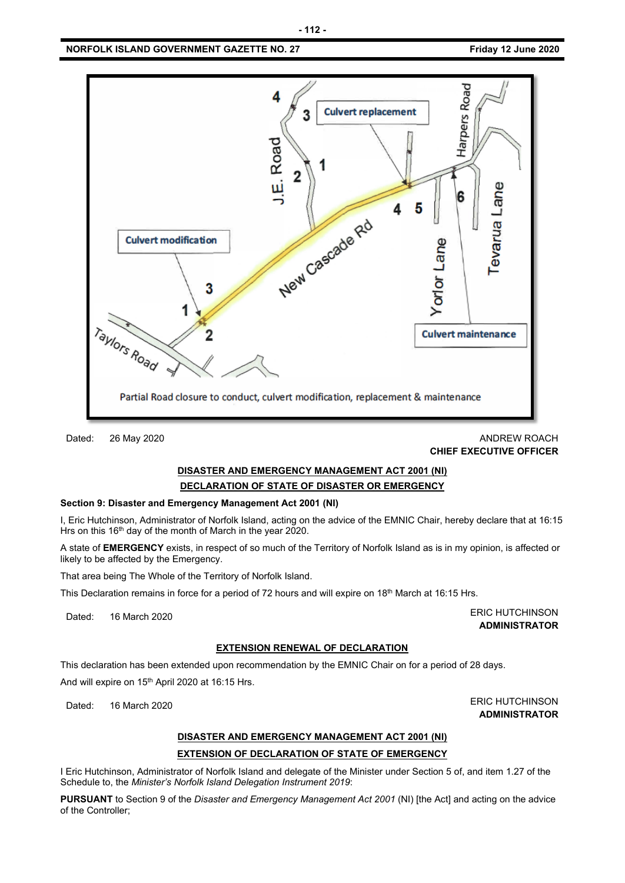Partial Road closure to conduct, culvert modification, replacement & maintenance

Dated: 26 May 2020

ANDREW ROACH
**CHIEF EXECUTIVE OFFICER**

**DISASTER AND EMERGENCY MANAGEMENT ACT 2001 (NI)**

**DECLARATION OF STATE OF DISASTER OR EMERGENCY**

**Section 9: Disaster and Emergency Management Act 2001 (NI)**

I, Eric Hutchinson, Administrator of Norfolk Island, acting on the advice of the EMNIC Chair, hereby declare that at 16:15 Hrs on this 16th day of the month of March in the year 2020.

A state of **EMERGENCY** exists, in respect of so much of the Territory of Norfolk Island as is in my opinion, is affected or likely to be affected by the Emergency.

That area being The Whole of the Territory of Norfolk Island.

This Declaration remains in force for a period of 72 hours and will expire on 18th March at 16:15 Hrs.

Dated: 16 March 2020

ERIC HUTCHINSON
**ADMINISTRATOR**

**EXTENSION RENEWAL OF DECLARATION**

This declaration has been extended upon recommendation by the EMNIC Chair on for a period of 28 days.

And will expire on 15th April 2020 at 16:15 Hrs.

Dated: 16 March 2020

ERIC HUTCHINSON
**ADMINISTRATOR**

**DISASTER AND EMERGENCY MANAGEMENT ACT 2001 (NI)**

**EXTENSION OF DECLARATION OF STATE OF EMERGENCY**

I Eric Hutchinson, Administrator of Norfolk Island and delegate of the Minister under Section 5 of, and item 1.27 of the Schedule to, the *Minister's Norfolk Island Delegation Instrument 2019*:

**PURSUANT** to Section 9 of the *Disaster and Emergency Management Act 2001* (NI) [the Act] and acting on the advice of the Controller;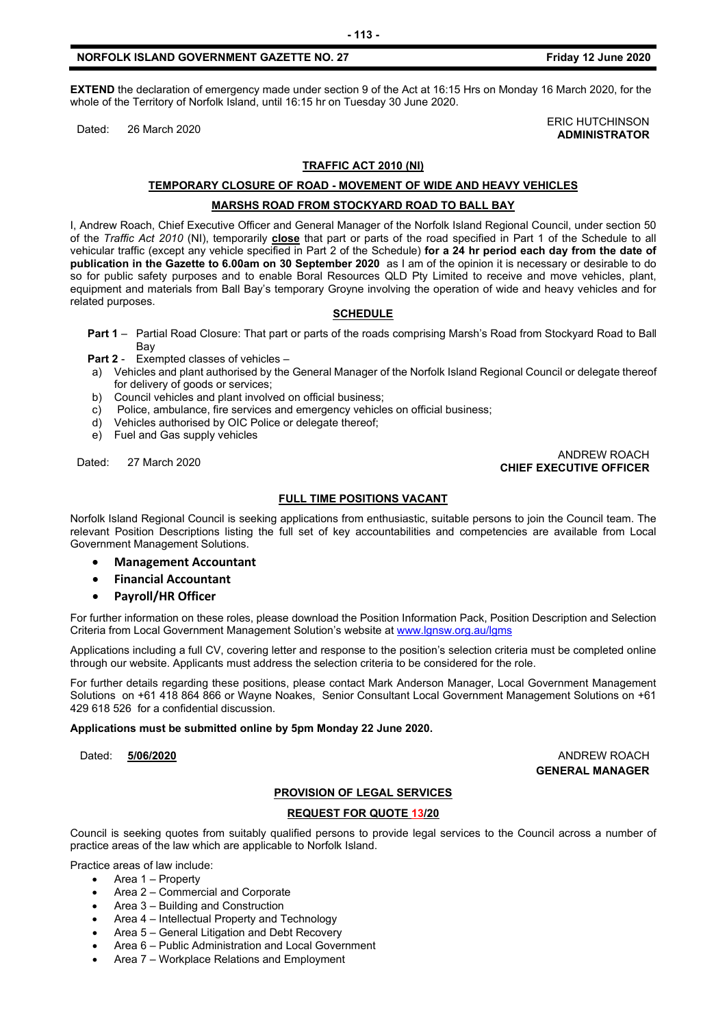**EXTEND** the declaration of emergency made under section 9 of the Act at 16:15 Hrs on Monday 16 March 2020, for the whole of the Territory of Norfolk Island, until 16:15 hr on Tuesday 30 June 2020.

Dated: 26 March 2020

ERIC HUTCHINSON
**ADMINISTRATOR**

**TRAFFIC ACT 2010 (NI)**

**TEMPORARY CLOSURE OF ROAD - MOVEMENT OF WIDE AND HEAVY VEHICLES**

**MARSHS ROAD FROM STOCKYARD ROAD TO BALL BAY**

I, Andrew Roach, Chief Executive Officer and General Manager of the Norfolk Island Regional Council, under section 50 of the *Traffic Act 2010* (NI), temporarily **close** that part or parts of the road specified in Part 1 of the Schedule to all vehicular traffic (except any vehicle specified in Part 2 of the Schedule) **for a 24 hr period each day from the date of publication in the Gazette to 6.00am on 30 September 2020** as I am of the opinion it is necessary or desirable to do so for public safety purposes and to enable Boral Resources QLD Pty Limited to receive and move vehicles, plant, equipment and materials from Ball Bay's temporary Groyne involving the operation of wide and heavy vehicles and for related purposes.

**SCHEDULE**

**Part 1** – Partial Road Closure: That part or parts of the roads comprising Marsh's Road from Stockyard Road to Ball Bay

**Part 2** - Exempted classes of vehicles –

a) Vehicles and plant authorised by the General Manager of the Norfolk Island Regional Council or delegate thereof for delivery of goods or services;
b) Council vehicles and plant involved on official business;
c) Police, ambulance, fire services and emergency vehicles on official business;
d) Vehicles authorised by OIC Police or delegate thereof;
e) Fuel and Gas supply vehicles

Dated: 27 March 2020

ANDREW ROACH
**CHIEF EXECUTIVE OFFICER**

**FULL TIME POSITIONS VACANT**

Norfolk Island Regional Council is seeking applications from enthusiastic, suitable persons to join the Council team. The relevant Position Descriptions listing the full set of key accountabilities and competencies are available from Local Government Management Solutions.

- **Management Accountant**
- **Financial Accountant**
- **Payroll/HR Officer**

For further information on these roles, please download the Position Information Pack, Position Description and Selection Criteria from Local Government Management Solution's website at www.lgnsw.org.au/lgms

Applications including a full CV, covering letter and response to the position's selection criteria must be completed online through our website. Applicants must address the selection criteria to be considered for the role.

For further details regarding these positions, please contact Mark Anderson Manager, Local Government Management Solutions on +61 418 864 866 or Wayne Noakes, Senior Consultant Local Government Management Solutions on +61 429 618 526 for a confidential discussion.

**Applications must be submitted online by 5pm Monday 22 June 2020.**

Dated: **5/06/2020**

ANDREW ROACH
**GENERAL MANAGER**

**PROVISION OF LEGAL SERVICES**

**REQUEST FOR QUOTE 13/20**

Council is seeking quotes from suitably qualified persons to provide legal services to the Council across a number of practice areas of the law which are applicable to Norfolk Island.

Practice areas of law include:

- Area 1 – Property
- Area 2 – Commercial and Corporate
- Area 3 – Building and Construction
- Area 4 – Intellectual Property and Technology
- Area 5 – General Litigation and Debt Recovery
- Area 6 – Public Administration and Local Government
- Area 7 – Workplace Relations and Employment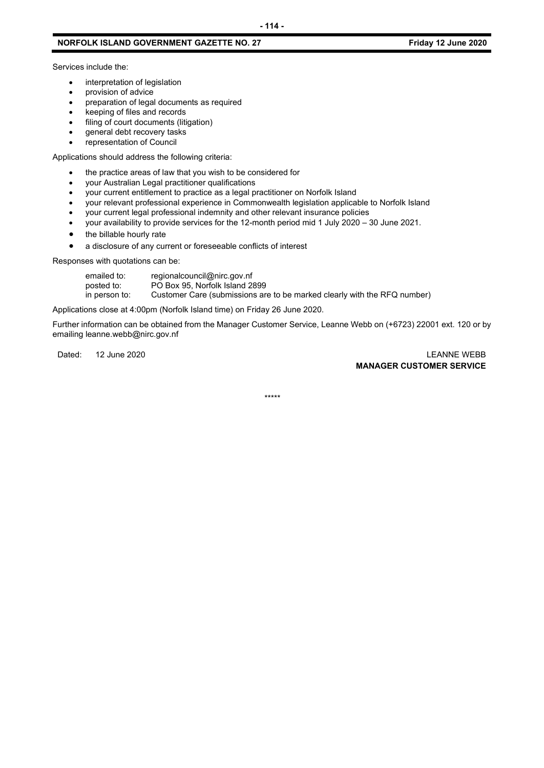Services include the:

- interpretation of legislation
- provision of advice
- preparation of legal documents as required
- keeping of files and records
- filing of court documents (litigation)
- general debt recovery tasks
- representation of Council

Applications should address the following criteria:

- the practice areas of law that you wish to be considered for
- your Australian Legal practitioner qualifications
- your current entitlement to practice as a legal practitioner on Norfolk Island
- your relevant professional experience in Commonwealth legislation applicable to Norfolk Island
- your current legal professional indemnity and other relevant insurance policies
- your availability to provide services for the 12-month period mid 1 July 2020 – 30 June 2021.
- the billable hourly rate
- a disclosure of any current or foreseeable conflicts of interest

Responses with quotations can be:

| | |
|---|---|
| emailed to: | regionalcouncil@nirc.gov.nf |
| posted to: | PO Box 95, Norfolk Island 2899 |
| in person to: | Customer Care (submissions are to be marked clearly with the RFQ number) |

Applications close at 4:00pm (Norfolk Island time) on Friday 26 June 2020.

Further information can be obtained from the Manager Customer Service, Leanne Webb on (+6723) 22001 ext. 120 or by emailing leanne.webb@nirc.gov.nf

Dated: 12 June 2020

LEANNE WEBB
**MANAGER CUSTOMER SERVICE**

*****